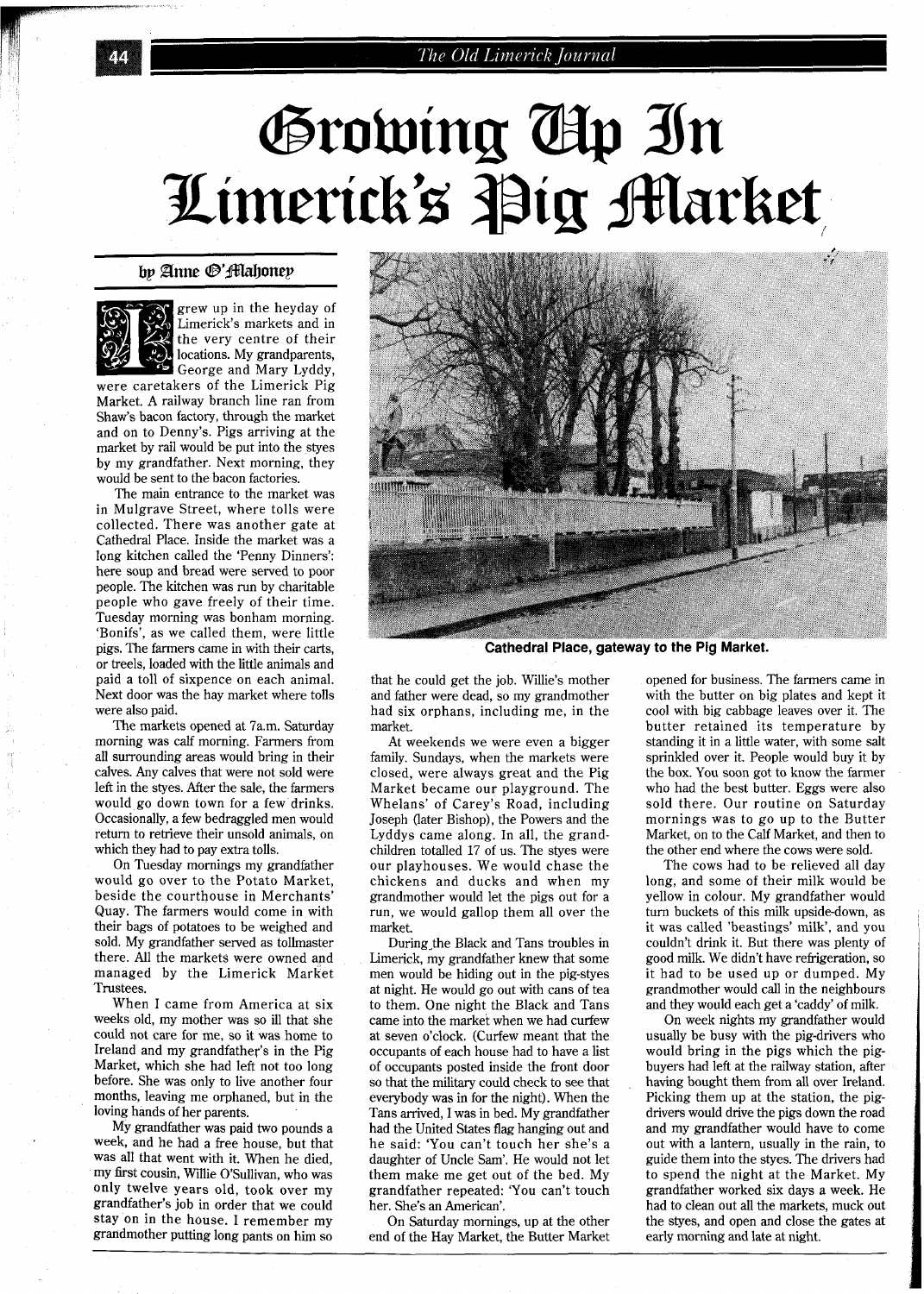# Growing Up In Limerick's Pig Market

by Anne O'Mahoney

I grew up in the heyday of Limerick's markets and in the very centre of their locations. My grandparents, George and Mary Lyddy, were caretakers of the Limerick Pig Market. A railway branch line ran from Shaw's bacon factory, through the market and on to Denny's. Pigs arriving at the market by rail would be put into the styes by my grandfather. Next morning, they would be sent to the bacon factories.

The main entrance to the market was in Mulgrave Street, where tolls were collected. There was another gate at Cathedral Place. Inside the market was a long kitchen called the 'Penny Dinners': here soup and bread were served to poor people. The kitchen was run by charitable people who gave freely of their time. Tuesday morning was bonham morning. 'Bonifs', as we called them, were little pigs. The farmers came in with their carts, or treels, loaded with the little animals and paid a toll of sixpence on each animal. Next door was the hay market where tolls were also paid.

The markets opened at 7a.m. Saturday morning was calf morning. Farmers from all surrounding areas would bring in their calves. Any calves that were not sold were left in the styes. After the sale, the farmers would go down town for a few drinks. Occasionally, a few bedraggled men would return to retrieve their unsold animals, on which they had to pay extra tolls.

On Tuesday mornings my grandfather would go over to the Potato Market, beside the courthouse in Merchants' Quay. The farmers would come in with their bags of potatoes to be weighed and sold. My grandfather served as tollmaster there. All the markets were owned and managed by the Limerick Market Trustees.

When I came from America at six weeks old, my mother was so ill that she could not care for me, so it was home to Ireland and my grandfather's in the Pig Market, which she had left not too long before. She was only to live another four months, leaving me orphaned, but in the loving hands of her parents.

My grandfather was paid two pounds a week, and he had a free house, but that was all that went with it. When he died, my first cousin, Willie O'Sullivan, who was only twelve years old, took over my grandfather's job in order that we could stay on in the house. I remember my grandmother putting long pants on him so that he could get the job. Willie's mother and father were dead, so my grandmother had six orphans, including me, in the market.

At weekends we were even a bigger family. Sundays, when the markets were closed, were always great and the Pig Market became our playground. The Whelans' of Carey's Road, including Joseph (later Bishop), the Powers and the Lyddys came along. In all, the grandchildren totalled 17 of us. The styes were our playhouses. We would chase the chickens and ducks and when my grandmother would let the pigs out for a run, we would gallop them all over the market.

During the Black and Tans troubles in Limerick, my grandfather knew that some men would be hiding out in the pig-styes at night. He would go out with cans of tea to them. One night the Black and Tans came into the market when we had curfew at seven o'clock. (Curfew meant that the occupants of each house had to have a list of occupants posted inside the front door so that the military could check to see that everybody was in for the night). When the Tans arrived, I was in bed. My grandfather had the United States flag hanging out and he said: 'You can't touch her she's a daughter of Uncle Sam'. He would not let them make me get out of the bed. My grandfather repeated: 'You can't touch her. She's an American'.

On Saturday mornings, up at the other end of the Hay Market, the Butter Market opened for business. The farmers came in with the butter on big plates and kept it cool with big cabbage leaves over it. The butter retained its temperature by standing it in a little water, with some salt sprinkled over it. People would buy it by the box. You soon got to know the farmer who had the best butter. Eggs were also sold there. Our routine on Saturday mornings was to go up to the Butter Market, on to the Calf Market, and then to the other end where the cows were sold.

The cows had to be relieved all day long, and some of their milk would be yellow in colour. My grandfather would turn buckets of this milk upside-down, as it was called 'beastings' milk', and you couldn't drink it. But there was plenty of good milk. We didn't have refrigeration, so it had to be used up or dumped. My grandmother would call in the neighbours and they would each get a 'caddy' of milk.

On week nights my grandfather would usually be busy with the pig-drivers who would bring in the pigs which the pig-buyers had left at the railway station, after having bought them from all over Ireland. Picking them up at the station, the pig-drivers would drive the pigs down the road and my grandfather would have to come out with a lantern, usually in the rain, to guide them into the styes. The drivers had to spend the night at the Market. My grandfather worked six days a week. He had to clean out all the markets, muck out the styes, and open and close the gates at early morning and late at night.

**Cathedral Place, gateway to the Pig Market.**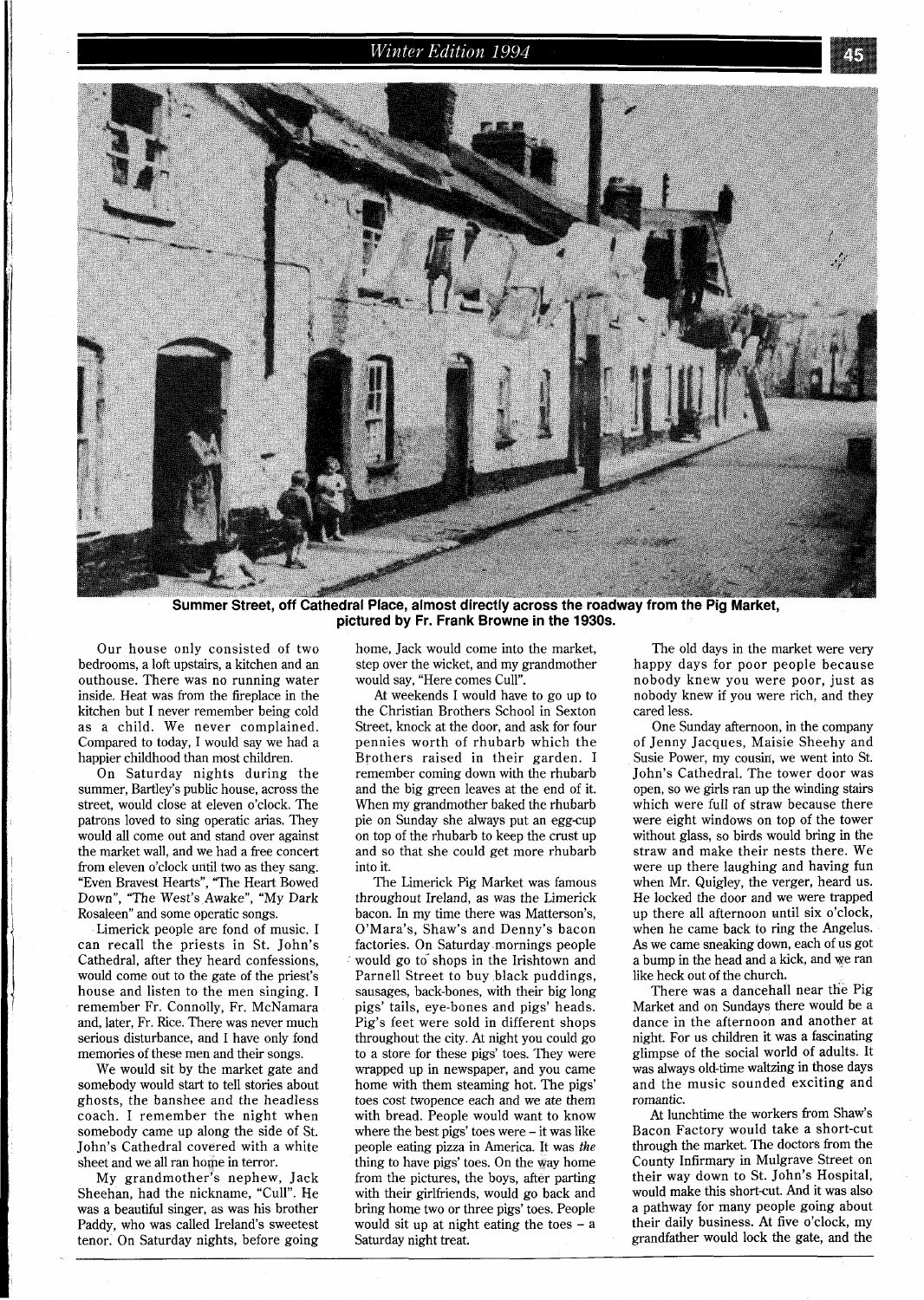**Summer Street, off Cathedral Place, almost directly across the roadway from the Pig Market, pictured by Fr. Frank Browne in the 1930s.**

Our house only consisted of two bedrooms, a loft upstairs, a kitchen and an outhouse. There was no running water inside. Heat was from the fireplace in the kitchen but I never remember being cold as a child. We never complained. Compared to today, I would say we had a happier childhood than most children.

On Saturday nights during the summer, Bartley's public house, across the street, would close at eleven o'clock. The patrons loved to sing operatic arias. They would all come out and stand over against the market wall, and we had a free concert from eleven o'clock until two as they sang. "Even Bravest Hearts", "The Heart Bowed Down", "The West's Awake", "My Dark Rosaleen" and some operatic songs.

Limerick people are fond of music. I can recall the priests in St. John's Cathedral, after they heard confessions, would come out to the gate of the priest's house and listen to the men singing. I remember Fr. Connolly, Fr. McNamara and, later, Fr. Rice. There was never much serious disturbance, and I have only fond memories of these men and their songs.

We would sit by the market gate and somebody would start to tell stories about ghosts, the banshee and the headless coach. I remember the night when somebody came up along the side of St. John's Cathedral covered with a white sheet and we all ran home in terror.

My grandmother's nephew, Jack Sheehan, had the nickname, "Cull". He was a beautiful singer, as was his brother Paddy, who was called Ireland's sweetest tenor. On Saturday nights, before going home, Jack would come into the market, step over the wicket, and my grandmother would say, "Here comes Cull".

At weekends I would have to go up to the Christian Brothers School in Sexton Street, knock at the door, and ask for four pennies worth of rhubarb which the Brothers raised in their garden. I remember coming down with the rhubarb and the big green leaves at the end of it. When my grandmother baked the rhubarb pie on Sunday she always put an egg-cup on top of the rhubarb to keep the crust up and so that she could get more rhubarb into it.

The Limerick Pig Market was famous throughout Ireland, as was the Limerick bacon. In my time there was Matterson's, O'Mara's, Shaw's and Denny's bacon factories. On Saturday mornings people would go to shops in the Irishtown and Parnell Street to buy black puddings, sausages, back-bones, with their big long pigs' tails, eye-bones and pigs' heads. Pig's feet were sold in different shops throughout the city. At night you could go to a store for these pigs' toes. They were wrapped up in newspaper, and you came home with them steaming hot. The pigs' toes cost twopence each and we ate them with bread. People would want to know where the best pigs' toes were – it was like people eating pizza in America. It was *the* thing to have pigs' toes. On the way home from the pictures, the boys, after parting with their girlfriends, would go back and bring home two or three pigs' toes. People would sit up at night eating the toes – a Saturday night treat.

The old days in the market were very happy days for poor people because nobody knew you were poor, just as nobody knew if you were rich, and they cared less.

One Sunday afternoon, in the company of Jenny Jacques, Maisie Sheehy and Susie Power, my cousin, we went into St. John's Cathedral. The tower door was open, so we girls ran up the winding stairs which were full of straw because there were eight windows on top of the tower without glass, so birds would bring in the straw and make their nests there. We were up there laughing and having fun when Mr. Quigley, the verger, heard us. He locked the door and we were trapped up there all afternoon until six o'clock, when he came back to ring the Angelus. As we came sneaking down, each of us got a bump in the head and a kick, and we ran like heck out of the church.

There was a dancehall near the Pig Market and on Sundays there would be a dance in the afternoon and another at night. For us children it was a fascinating glimpse of the social world of adults. It was always old-time waltzing in those days and the music sounded exciting and romantic.

At lunchtime the workers from Shaw's Bacon Factory would take a short-cut through the market. The doctors from the County Infirmary in Mulgrave Street on their way down to St. John's Hospital, would make this short-cut. And it was also a pathway for many people going about their daily business. At five o'clock, my grandfather would lock the gate, and the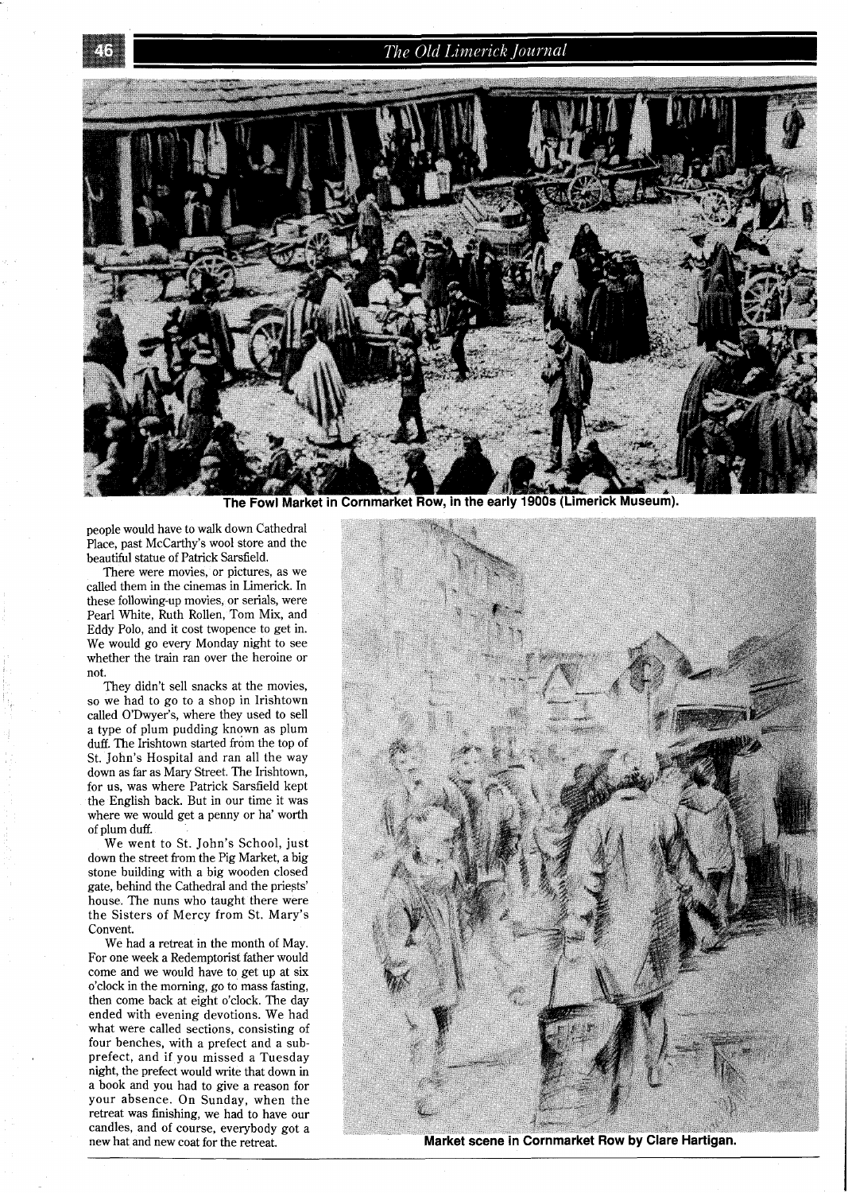The Fowl Market in Cornmarket Row, in the early 1900s (Limerick Museum).

people would have to walk down Cathedral Place, past McCarthy's wool store and the beautiful statue of Patrick Sarsfield.

There were movies, or pictures, as we called them in the cinemas in Limerick. In these following-up movies, or serials, were Pearl White, Ruth Rollen, Tom Mix, and Eddy Polo, and it cost twopence to get in. We would go every Monday night to see whether the train ran over the heroine or not.

They didn't sell snacks at the movies, so we had to go to a shop in Irishtown called O'Dwyer's, where they used to sell a type of plum pudding known as plum duff. The Irishtown started from the top of St. John's Hospital and ran all the way down as far as Mary Street. The Irishtown, for us, was where Patrick Sarsfield kept the English back. But in our time it was where we would get a penny or ha' worth of plum duff.

We went to St. John's School, just down the street from the Pig Market, a big stone building with a big wooden closed gate, behind the Cathedral and the priests' house. The nuns who taught there were the Sisters of Mercy from St. Mary's Convent.

We had a retreat in the month of May. For one week a Redemptorist father would come and we would have to get up at six o'clock in the morning, go to mass fasting, then come back at eight o'clock. The day ended with evening devotions. We had what were called sections, consisting of four benches, with a prefect and a sub-prefect, and if you missed a Tuesday night, the prefect would write that down in a book and you had to give a reason for your absence. On Sunday, when the retreat was finishing, we had to have our candles, and of course, everybody got a new hat and new coat for the retreat.

Market scene in Cornmarket Row by Clare Hartigan.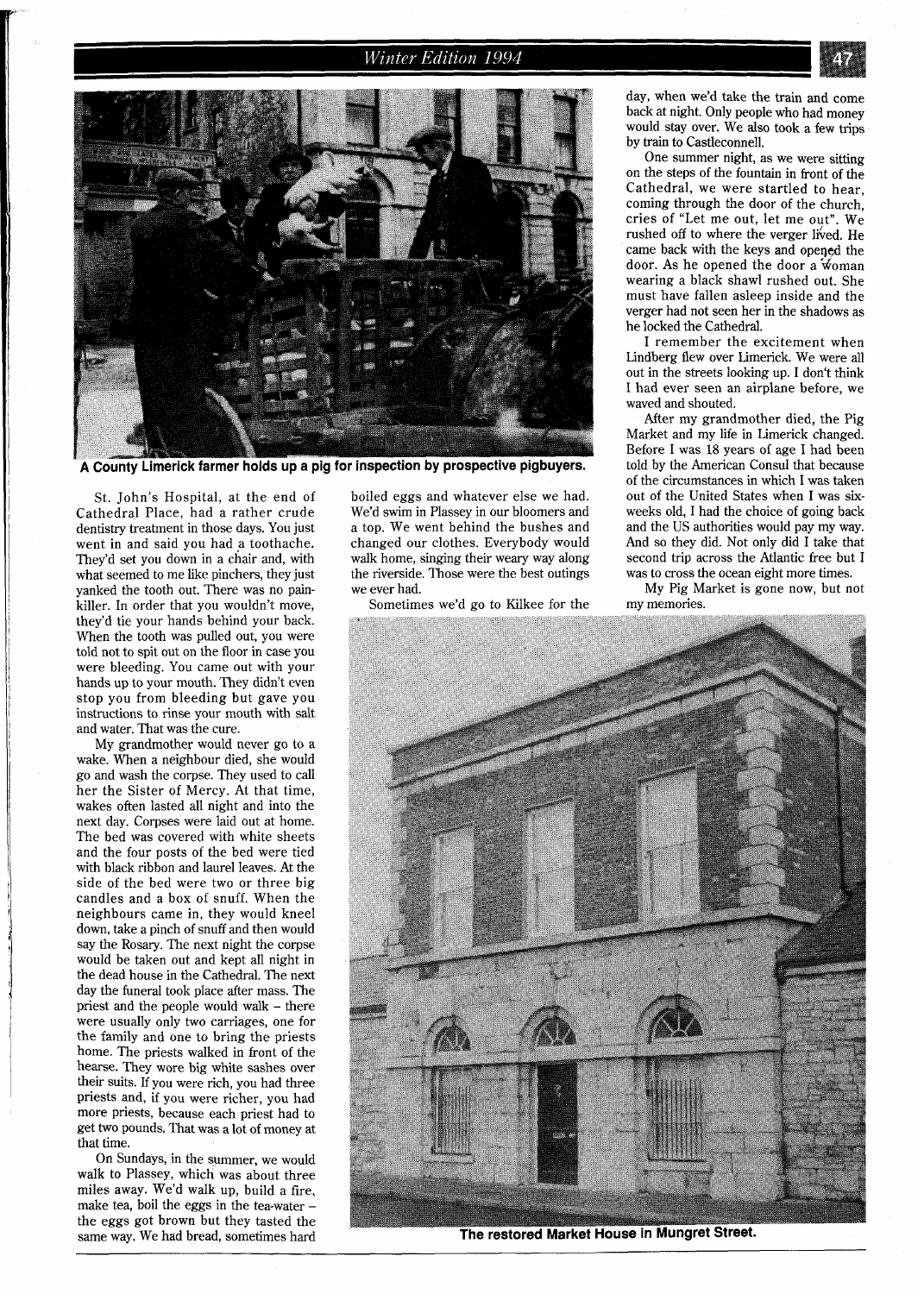A County Limerick farmer holds up a pig for inspection by prospective pigbuyers.

St. John's Hospital, at the end of Cathedral Place, had a rather crude dentistry treatment in those days. You just went in and said you had a toothache. They'd set you down in a chair and, with what seemed to me like pinchers, they just yanked the tooth out. There was no pain-killer. In order that you wouldn't move, they'd tie your hands behind your back. When the tooth was pulled out, you were told not to spit out on the floor in case you were bleeding. You came out with your hands up to your mouth. They didn't even stop you from bleeding but gave you instructions to rinse your mouth with salt and water. That was the cure.

My grandmother would never go to a wake. When a neighbour died, she would go and wash the corpse. They used to call her the Sister of Mercy. At that time, wakes often lasted all night and into the next day. Corpses were laid out at home. The bed was covered with white sheets and the four posts of the bed were tied with black ribbon and laurel leaves. At the side of the bed were two or three big candles and a box of snuff. When the neighbours came in, they would kneel down, take a pinch of snuff and then would say the Rosary. The next night the corpse would be taken out and kept all night in the dead house in the Cathedral. The next day the funeral took place after mass. The priest and the people would walk – there were usually only two carriages, one for the family and one to bring the priests home. The priests walked in front of the hearse. They wore big white sashes over their suits. If you were rich, you had three priests and, if you were richer, you had more priests, because each priest had to get two pounds. That was a lot of money at that time.

On Sundays, in the summer, we would walk to Plassey, which was about three miles away. We'd walk up, build a fire, make tea, boil the eggs in the tea-water – the eggs got brown but they tasted the same way. We had bread, sometimes hard boiled eggs and whatever else we had. We'd swim in Plassey in our bloomers and a top. We went behind the bushes and changed our clothes. Everybody would walk home, singing their weary way along the riverside. Those were the best outings we ever had.

Sometimes we'd go to Kilkee for the day, when we'd take the train and come back at night. Only people who had money would stay over. We also took a few trips by train to Castleconnell.

One summer night, as we were sitting on the steps of the fountain in front of the Cathedral, we were startled to hear, coming through the door of the church, cries of "Let me out, let me out". We rushed off to where the verger lived. He came back with the keys and opened the door. As he opened the door a woman wearing a black shawl rushed out. She must have fallen asleep inside and the verger had not seen her in the shadows as he locked the Cathedral.

I remember the excitement when Lindberg flew over Limerick. We were all out in the streets looking up. I don't think I had ever seen an airplane before, we waved and shouted.

After my grandmother died, the Pig Market and my life in Limerick changed. Before I was 18 years of age I had been told by the American Consul that because of the circumstances in which I was taken out of the United States when I was six-weeks old, I had the choice of going back and the US authorities would pay my way. And so they did. Not only did I take that second trip across the Atlantic free but I was to cross the ocean eight more times.

My Pig Market is gone now, but not my memories.

The restored Market House in Mungret Street.